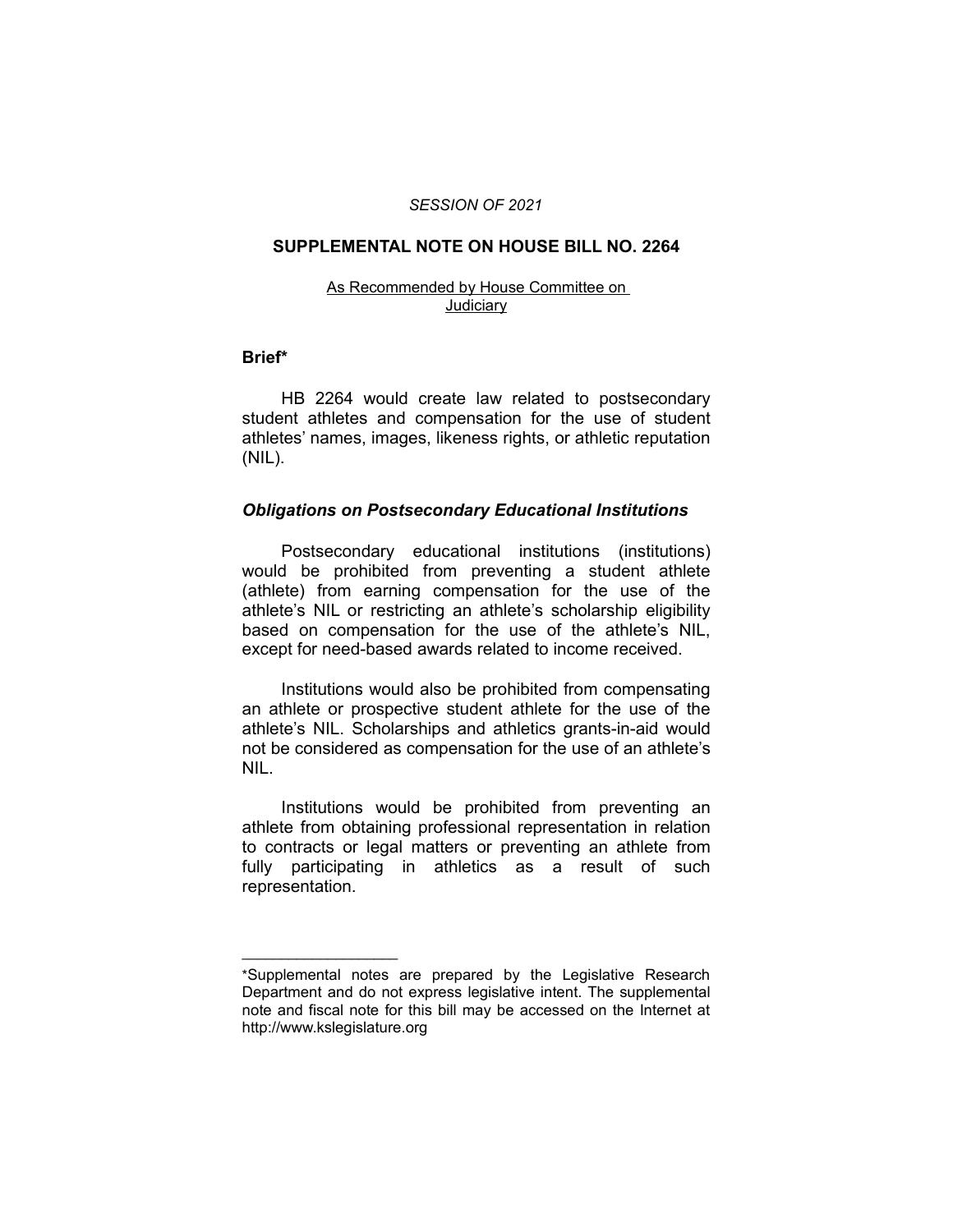*SESSION OF 2021*

# SUPPLEMENTAL NOTE ON HOUSE BILL NO. 2264

As Recommended by House Committee on Judiciary

## Brief*

HB 2264 would create law related to postsecondary student athletes and compensation for the use of student athletes' names, images, likeness rights, or athletic reputation (NIL).

### *Obligations on Postsecondary Educational Institutions*

Postsecondary educational institutions (institutions) would be prohibited from preventing a student athlete (athlete) from earning compensation for the use of the athlete's NIL or restricting an athlete's scholarship eligibility based on compensation for the use of the athlete's NIL, except for need-based awards related to income received.

Institutions would also be prohibited from compensating an athlete or prospective student athlete for the use of the athlete's NIL. Scholarships and athletics grants-in-aid would not be considered as compensation for the use of an athlete's NIL.

Institutions would be prohibited from preventing an athlete from obtaining professional representation in relation to contracts or legal matters or preventing an athlete from fully participating in athletics as a result of such representation.

---

*Supplemental notes are prepared by the Legislative Research Department and do not express legislative intent. The supplemental note and fiscal note for this bill may be accessed on the Internet at http://www.kslegislature.org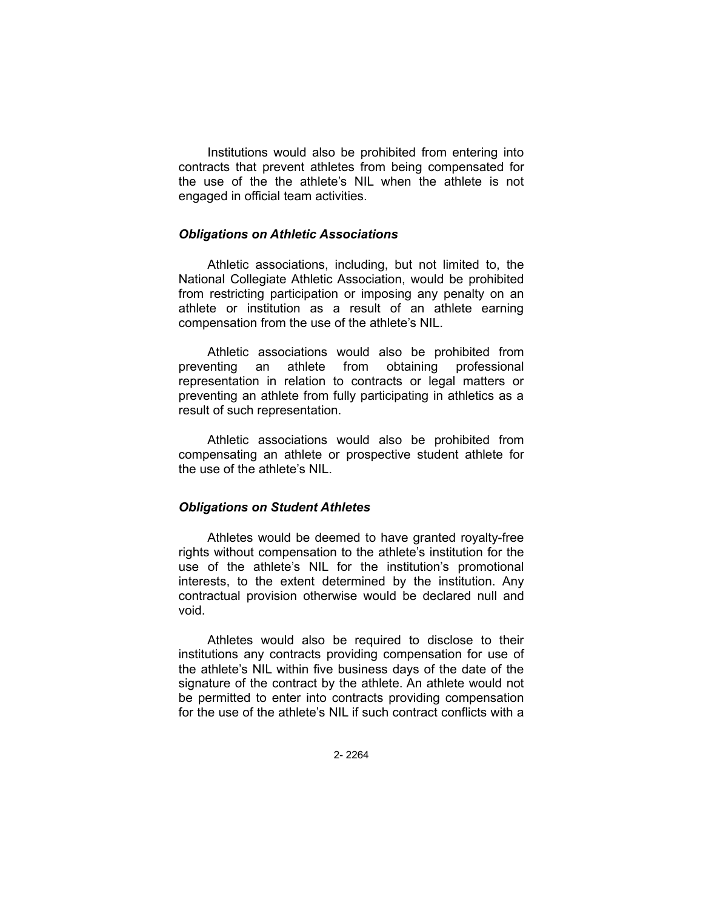Institutions would also be prohibited from entering into contracts that prevent athletes from being compensated for the use of the the athlete's NIL when the athlete is not engaged in official team activities.

### *Obligations on Athletic Associations*

Athletic associations, including, but not limited to, the National Collegiate Athletic Association, would be prohibited from restricting participation or imposing any penalty on an athlete or institution as a result of an athlete earning compensation from the use of the athlete's NIL.

Athletic associations would also be prohibited from preventing an athlete from obtaining professional representation in relation to contracts or legal matters or preventing an athlete from fully participating in athletics as a result of such representation.

Athletic associations would also be prohibited from compensating an athlete or prospective student athlete for the use of the athlete's NIL.

### *Obligations on Student Athletes*

Athletes would be deemed to have granted royalty-free rights without compensation to the athlete's institution for the use of the athlete's NIL for the institution's promotional interests, to the extent determined by the institution. Any contractual provision otherwise would be declared null and void.

Athletes would also be required to disclose to their institutions any contracts providing compensation for use of the athlete's NIL within five business days of the date of the signature of the contract by the athlete. An athlete would not be permitted to enter into contracts providing compensation for the use of the athlete's NIL if such contract conflicts with a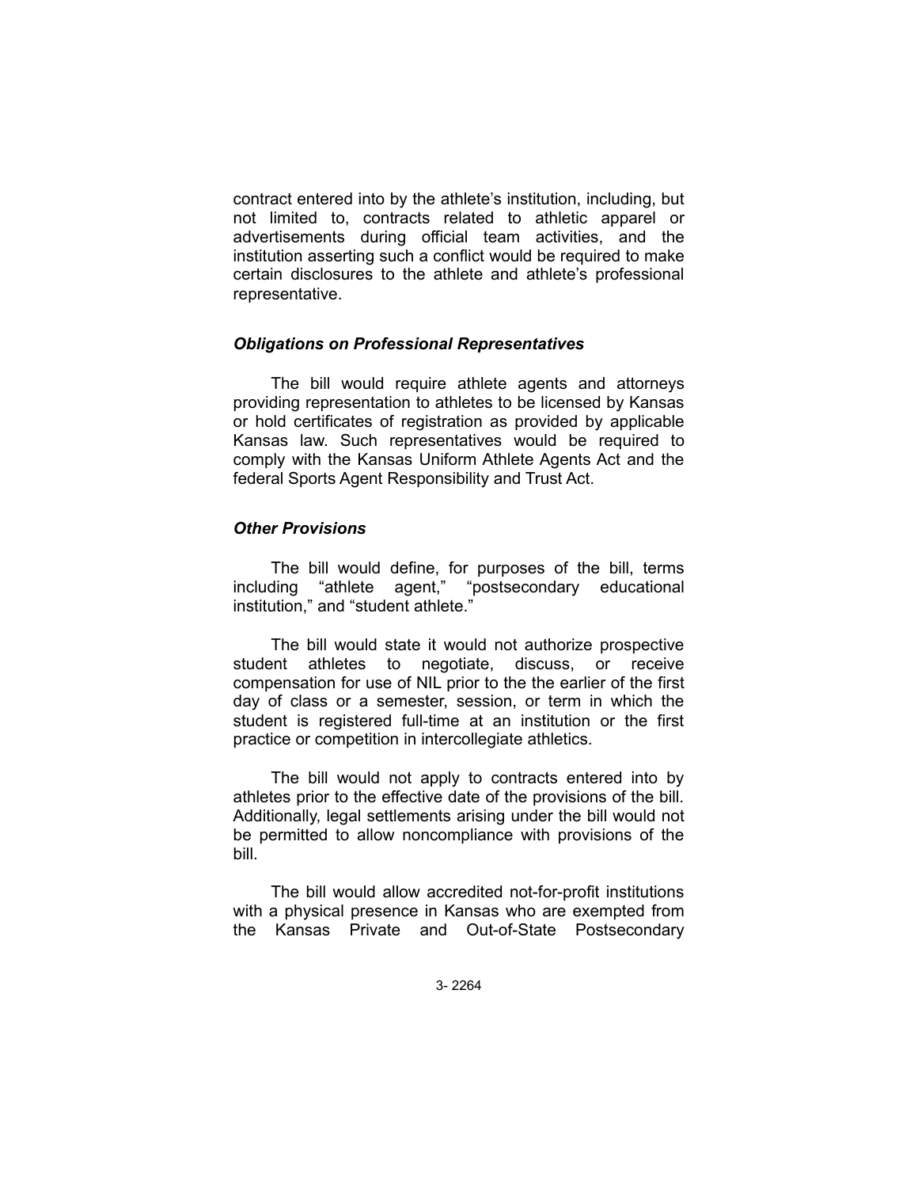contract entered into by the athlete's institution, including, but not limited to, contracts related to athletic apparel or advertisements during official team activities, and the institution asserting such a conflict would be required to make certain disclosures to the athlete and athlete's professional representative.

### *Obligations on Professional Representatives*

The bill would require athlete agents and attorneys providing representation to athletes to be licensed by Kansas or hold certificates of registration as provided by applicable Kansas law. Such representatives would be required to comply with the Kansas Uniform Athlete Agents Act and the federal Sports Agent Responsibility and Trust Act.

### *Other Provisions*

The bill would define, for purposes of the bill, terms including "athlete agent," "postsecondary educational institution," and "student athlete."

The bill would state it would not authorize prospective student athletes to negotiate, discuss, or receive compensation for use of NIL prior to the the earlier of the first day of class or a semester, session, or term in which the student is registered full-time at an institution or the first practice or competition in intercollegiate athletics.

The bill would not apply to contracts entered into by athletes prior to the effective date of the provisions of the bill. Additionally, legal settlements arising under the bill would not be permitted to allow noncompliance with provisions of the bill.

The bill would allow accredited not-for-profit institutions with a physical presence in Kansas who are exempted from the Kansas Private and Out-of-State Postsecondary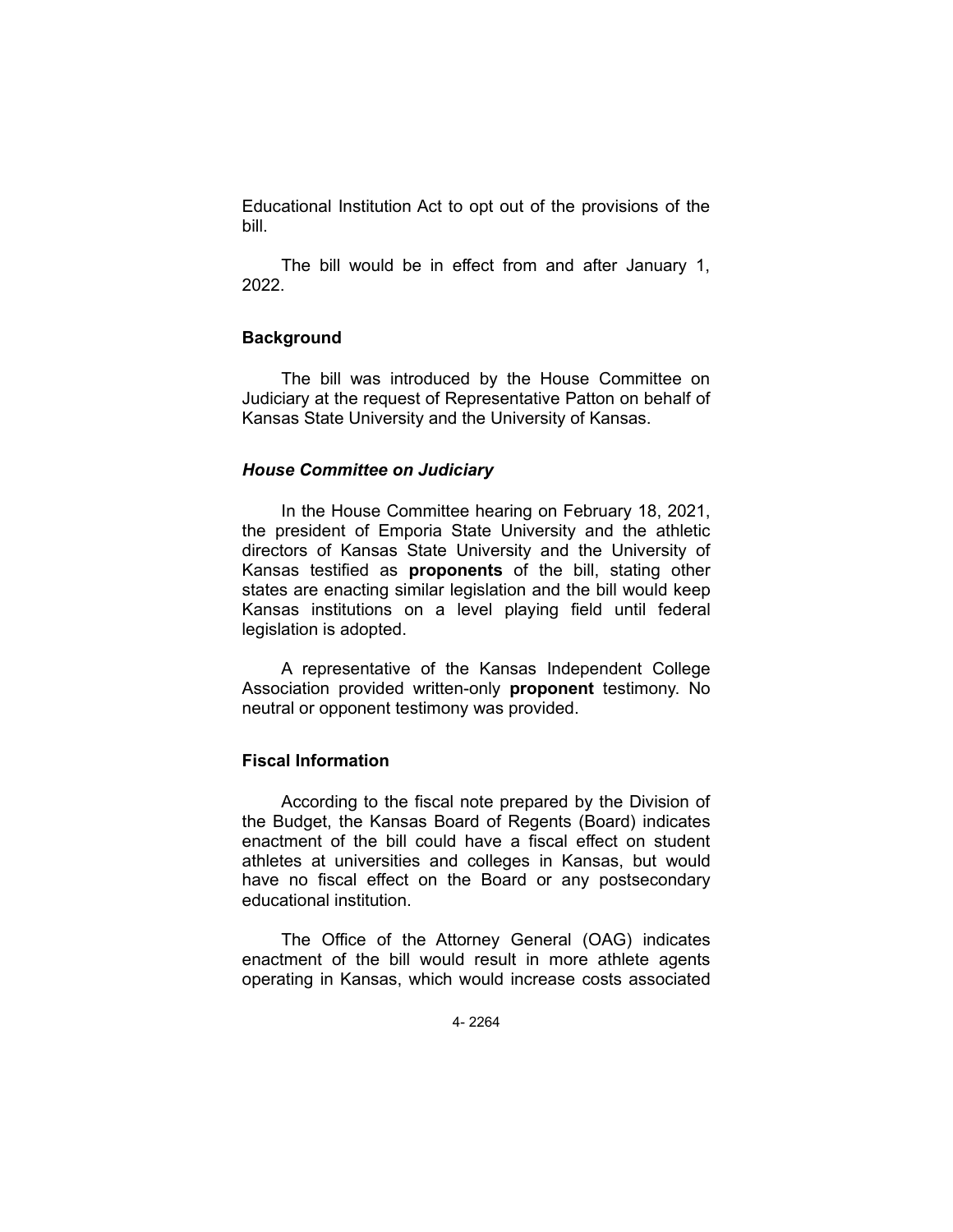Educational Institution Act to opt out of the provisions of the bill.

The bill would be in effect from and after January 1, 2022.

## Background

The bill was introduced by the House Committee on Judiciary at the request of Representative Patton on behalf of Kansas State University and the University of Kansas.

### *House Committee on Judiciary*

In the House Committee hearing on February 18, 2021, the president of Emporia State University and the athletic directors of Kansas State University and the University of Kansas testified as **proponents** of the bill, stating other states are enacting similar legislation and the bill would keep Kansas institutions on a level playing field until federal legislation is adopted.

A representative of the Kansas Independent College Association provided written-only **proponent** testimony. No neutral or opponent testimony was provided.

## Fiscal Information

According to the fiscal note prepared by the Division of the Budget, the Kansas Board of Regents (Board) indicates enactment of the bill could have a fiscal effect on student athletes at universities and colleges in Kansas, but would have no fiscal effect on the Board or any postsecondary educational institution.

The Office of the Attorney General (OAG) indicates enactment of the bill would result in more athlete agents operating in Kansas, which would increase costs associated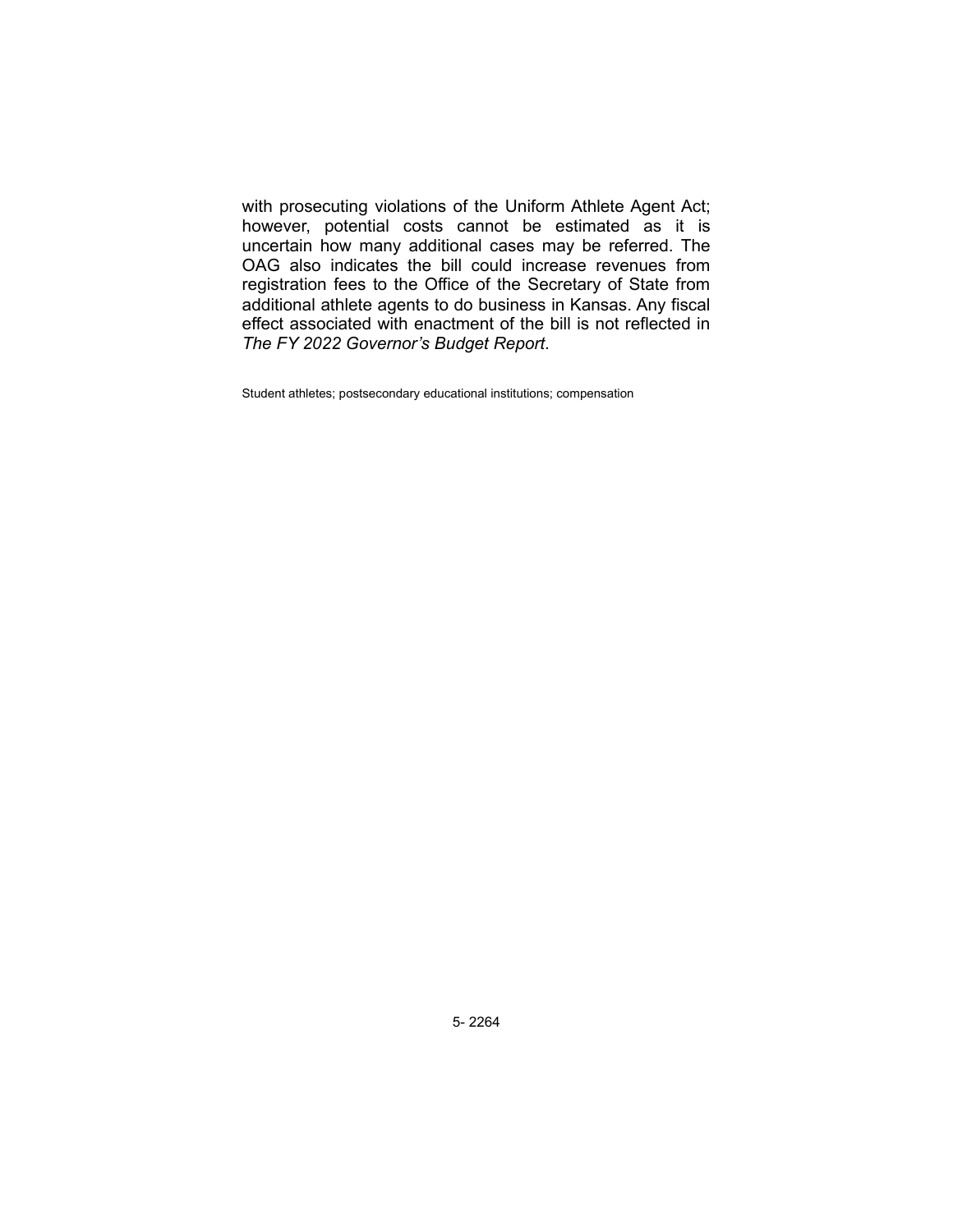with prosecuting violations of the Uniform Athlete Agent Act; however, potential costs cannot be estimated as it is uncertain how many additional cases may be referred. The OAG also indicates the bill could increase revenues from registration fees to the Office of the Secretary of State from additional athlete agents to do business in Kansas. Any fiscal effect associated with enactment of the bill is not reflected in *The FY 2022 Governor's Budget Report*.

Student athletes; postsecondary educational institutions; compensation